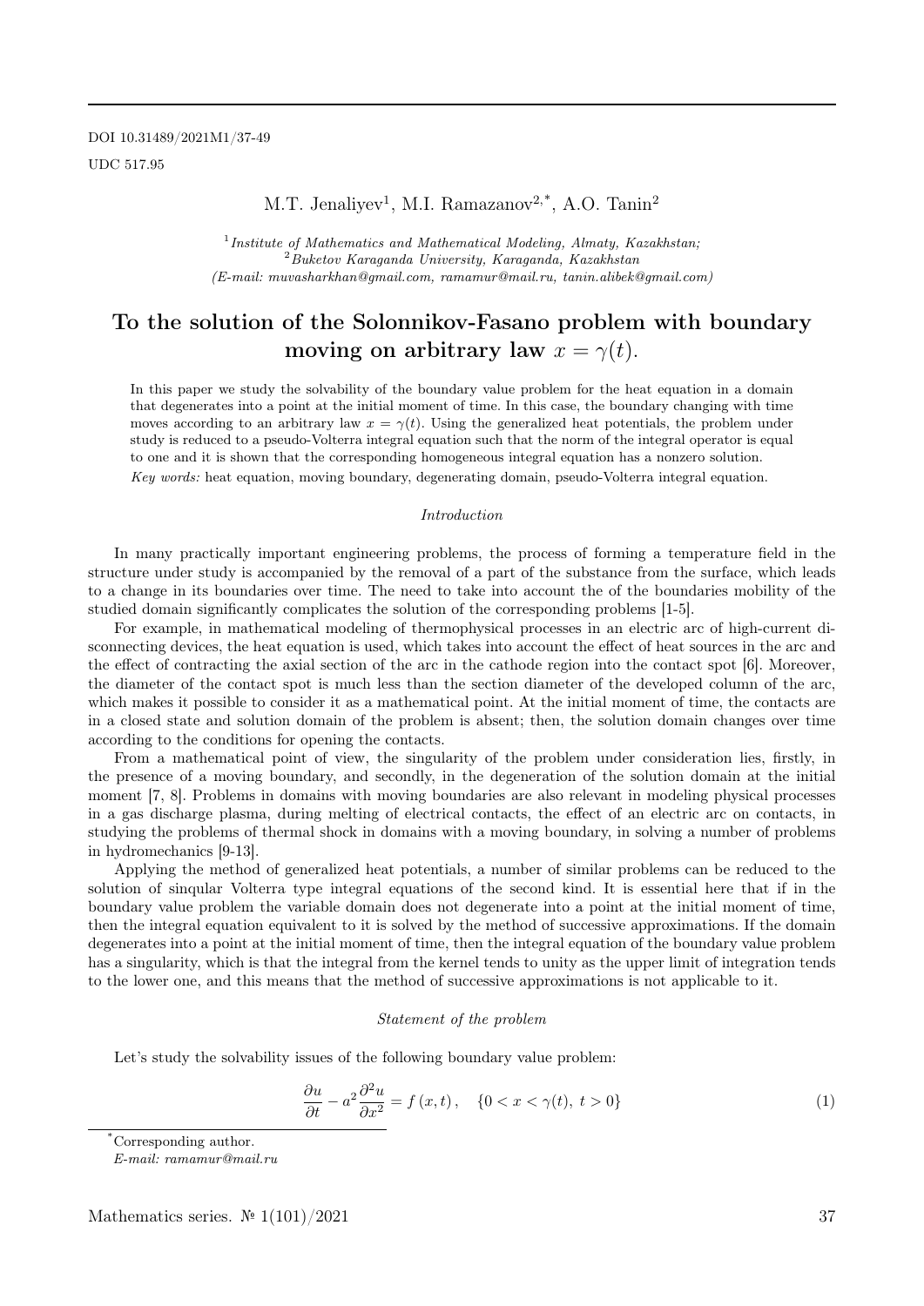DOI 10.31489/2021M1/37-49

UDC 517.95

M.T. Jenaliyev[1], M.I. Ramazanov[2,*], A.O. Tanin[2]

[1] *Institute of Mathematics and Mathematical Modeling, Almaty, Kazakhstan;*
[2] *Buketov Karaganda University, Karaganda, Kazakhstan*
*(E-mail: muvasharkhan@gmail.com, ramamur@mail.ru, tanin.alibek@gmail.com)*

# To the solution of the Solonnikov-Fasano problem with boundary moving on arbitrary law $x = \gamma(t)$.

In this paper we study the solvability of the boundary value problem for the heat equation in a domain that degenerates into a point at the initial moment of time. In this case, the boundary changing with time moves according to an arbitrary law $x = \gamma(t)$. Using the generalized heat potentials, the problem under study is reduced to a pseudo-Volterra integral equation such that the norm of the integral operator is equal to one and it is shown that the corresponding homogeneous integral equation has a nonzero solution.

*Key words:* heat equation, moving boundary, degenerating domain, pseudo-Volterra integral equation.

## *Introduction*

In many practically important engineering problems, the process of forming a temperature field in the structure under study is accompanied by the removal of a part of the substance from the surface, which leads to a change in its boundaries over time. The need to take into account the of the boundaries mobility of the studied domain significantly complicates the solution of the corresponding problems [1-5].

For example, in mathematical modeling of thermophysical processes in an electric arc of high-current disconnecting devices, the heat equation is used, which takes into account the effect of heat sources in the arc and the effect of contracting the axial section of the arc in the cathode region into the contact spot [6]. Moreover, the diameter of the contact spot is much less than the section diameter of the developed column of the arc, which makes it possible to consider it as a mathematical point. At the initial moment of time, the contacts are in a closed state and solution domain of the problem is absent; then, the solution domain changes over time according to the conditions for opening the contacts.

From a mathematical point of view, the singularity of the problem under consideration lies, firstly, in the presence of a moving boundary, and secondly, in the degeneration of the solution domain at the initial moment [7, 8]. Problems in domains with moving boundaries are also relevant in modeling physical processes in a gas discharge plasma, during melting of electrical contacts, the effect of an electric arc on contacts, in studying the problems of thermal shock in domains with a moving boundary, in solving a number of problems in hydromechanics [9-13].

Applying the method of generalized heat potentials, a number of similar problems can be reduced to the solution of sinqular Volterra type integral equations of the second kind. It is essential here that if in the boundary value problem the variable domain does not degenerate into a point at the initial moment of time, then the integral equation equivalent to it is solved by the method of successive approximations. If the domain degenerates into a point at the initial moment of time, then the integral equation of the boundary value problem has a singularity, which is that the integral from the kernel tends to unity as the upper limit of integration tends to the lower one, and this means that the method of successive approximations is not applicable to it.

## *Statement of the problem*

Let's study the solvability issues of the following boundary value problem:

$$\frac{\partial u}{\partial t} - a^2 \frac{\partial^2 u}{\partial x^2} = f(x,t), \quad \{0 < x < \gamma(t),\ t > 0\} \tag{1}$$

*Corresponding author.
*E-mail: ramamur@mail.ru*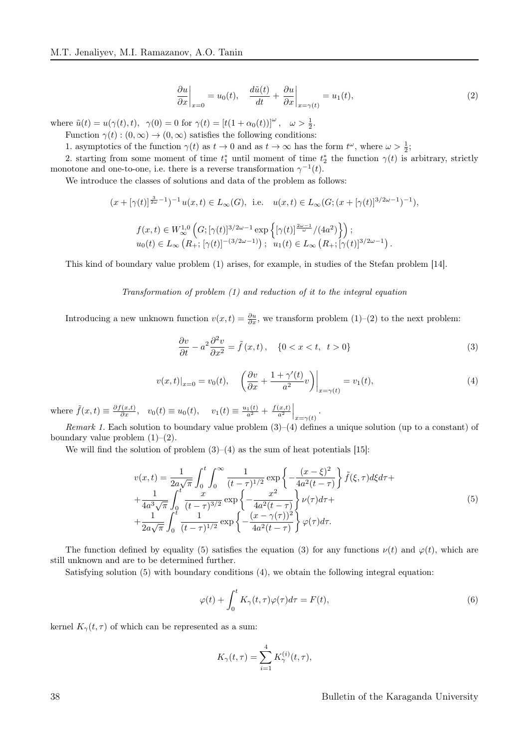$$\left.\frac{\partial u}{\partial x}\right|_{x=0} = u_0(t), \quad \frac{d\tilde{u}(t)}{dt} + \left.\frac{\partial u}{\partial x}\right|_{x=\gamma(t)} = u_1(t), \tag{2}$$

where $\tilde{u}(t) = u(\gamma(t), t)$, $\gamma(0) = 0$ for $\gamma(t) = [t(1+\alpha_0(t))]^{\omega}$, $\omega > \frac{1}{2}$.

Function $\gamma(t) : (0, \infty) \to (0, \infty)$ satisfies the following conditions:

1. asymptotics of the function $\gamma(t)$ as $t \to 0$ and as $t \to \infty$ has the form $t^{\omega}$, where $\omega > \frac{1}{2}$;

2. starting from some moment of time $t_1^*$ until moment of time $t_2^*$ the function $\gamma(t)$ is arbitrary, strictly monotone and one-to-one, i.e. there is a reverse transformation $\gamma^{-1}(t)$.

We introduce the classes of solutions and data of the problem as follows:

$$(x + [\gamma(t)]^{\frac{3}{2\omega}-1})^{-1} u(x,t) \in L_\infty(G), \text{ i.e. } \quad u(x,t) \in L_\infty(G; (x + [\gamma(t)]^{3/2\omega - 1})^{-1}),$$

$$f(x,t) \in W_\infty^{1,0}\left(G; [\gamma(t)]^{3/2\omega-1} \exp\left\{[\gamma(t)]^{\frac{2\omega-1}{\omega}}/(4a^2)\right\}\right);$$
$$u_0(t) \in L_\infty\left(R_+; [\gamma(t)]^{-(3/2\omega - 1)}\right); \quad u_1(t) \in L_\infty\left(R_+; [\gamma(t)]^{3/2\omega-1}\right).$$

This kind of boundary value problem (1) arises, for example, in studies of the Stefan problem [14].

*Transformation of problem (1) and reduction of it to the integral equation*

Introducing a new unknown function $v(x,t) = \frac{\partial u}{\partial x}$, we transform problem (1)–(2) to the next problem:

$$\frac{\partial v}{\partial t} - a^2 \frac{\partial^2 v}{\partial x^2} = \tilde{f}(x,t), \quad \{0 < x < t, \ t > 0\} \tag{3}$$

$$v(x,t)|_{x=0} = v_0(t), \quad \left.\left(\frac{\partial v}{\partial x} + \frac{1+\gamma'(t)}{a^2} v\right)\right|_{x=\gamma(t)} = v_1(t), \tag{4}$$

where $\tilde{f}(x,t) \equiv \frac{\partial f(x,t)}{\partial x}$, $v_0(t) \equiv u_0(t)$, $v_1(t) \equiv \frac{u_1(t)}{a^2} + \left.\frac{f(x,t)}{a^2}\right|_{x=\gamma(t)}$.

*Remark 1.* Each solution to boundary value problem (3)–(4) defines a unique solution (up to a constant) of boundary value problem (1)–(2).

We will find the solution of problem (3)–(4) as the sum of heat potentials [15]:

$$\begin{aligned} v(x,t) = &\frac{1}{2a\sqrt{\pi}} \int_0^t \int_0^\infty \frac{1}{(t-\tau)^{1/2}} \exp\left\{-\frac{(x-\xi)^2}{4a^2(t-\tau)}\right\} \tilde{f}(\xi,\tau) d\xi d\tau + \\ &+ \frac{1}{4a^3\sqrt{\pi}} \int_0^t \frac{x}{(t-\tau)^{3/2}} \exp\left\{-\frac{x^2}{4a^2(t-\tau)}\right\} \nu(\tau) d\tau + \\ &+ \frac{1}{2a\sqrt{\pi}} \int_0^t \frac{1}{(t-\tau)^{1/2}} \exp\left\{-\frac{(x-\gamma(\tau))^2}{4a^2(t-\tau)}\right\} \varphi(\tau) d\tau. \end{aligned} \tag{5}$$

The function defined by equality (5) satisfies the equation (3) for any functions $\nu(t)$ and $\varphi(t)$, which are still unknown and are to be determined further.

Satisfying solution (5) with boundary conditions (4), we obtain the following integral equation:

$$\varphi(t) + \int_0^t K_\gamma(t,\tau) \varphi(\tau) d\tau = F(t), \tag{6}$$

kernel $K_\gamma(t,\tau)$ of which can be represented as a sum:

$$K_\gamma(t,\tau) = \sum_{i=1}^4 K_\gamma^{(i)}(t,\tau),$$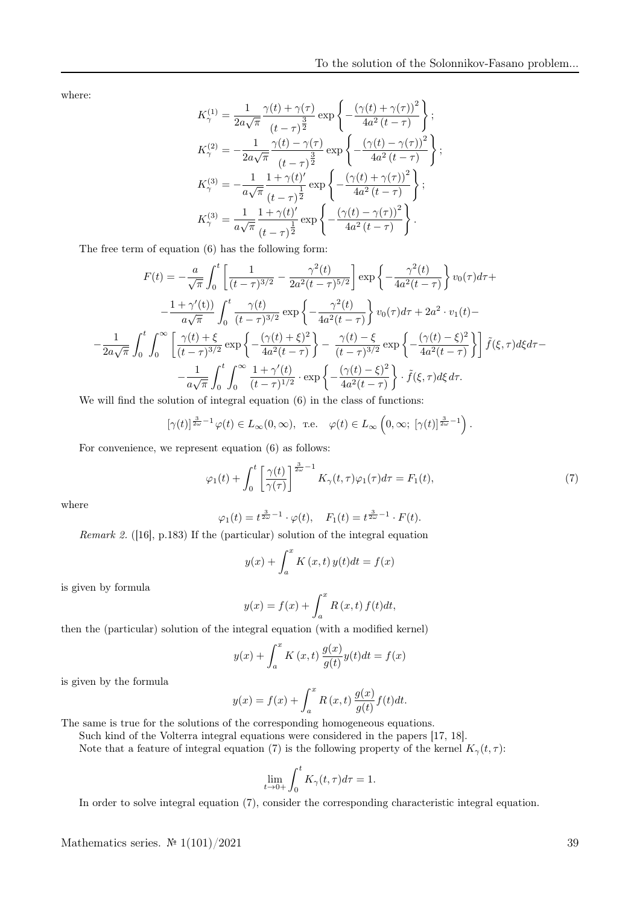where:

$$K_{\gamma}^{(1)} = \frac{1}{2a\sqrt{\pi}} \frac{\gamma(t) + \gamma(\tau)}{(t-\tau)^{\frac{3}{2}}} \exp\left\{ -\frac{(\gamma(t) + \gamma(\tau))^2}{4a^2(t-\tau)} \right\};$$

$$K_{\gamma}^{(2)} = -\frac{1}{2a\sqrt{\pi}} \frac{\gamma(t) - \gamma(\tau)}{(t-\tau)^{\frac{3}{2}}} \exp\left\{ -\frac{(\gamma(t) - \gamma(\tau))^2}{4a^2(t-\tau)} \right\};$$

$$K_{\gamma}^{(3)} = -\frac{1}{a\sqrt{\pi}} \frac{1 + \gamma(t)'}{(t-\tau)^{\frac{1}{2}}} \exp\left\{ -\frac{(\gamma(t) + \gamma(\tau))^2}{4a^2(t-\tau)} \right\};$$

$$K_{\gamma}^{(3)} = \frac{1}{a\sqrt{\pi}} \frac{1 + \gamma(t)'}{(t-\tau)^{\frac{1}{2}}} \exp\left\{ -\frac{(\gamma(t) - \gamma(\tau))^2}{4a^2(t-\tau)} \right\}.$$

The free term of equation (6) has the following form:

$$F(t) = -\frac{a}{\sqrt{\pi}} \int_0^t \left[ \frac{1}{(t-\tau)^{3/2}} - \frac{\gamma^2(t)}{2a^2(t-\tau)^{5/2}} \right] \exp\left\{ -\frac{\gamma^2(t)}{4a^2(t-\tau)} \right\} v_0(\tau) d\tau +$$

$$-\frac{1+\gamma'(t))}{a\sqrt{\pi}} \int_0^t \frac{\gamma(t)}{(t-\tau)^{3/2}} \exp\left\{ -\frac{\gamma^2(t)}{4a^2(t-\tau)} \right\} v_0(\tau) d\tau + 2a^2 \cdot v_1(t) -$$

$$-\frac{1}{2a\sqrt{\pi}} \int_0^t \int_0^\infty \left[ \frac{\gamma(t)+\xi}{(t-\tau)^{3/2}} \exp\left\{ -\frac{(\gamma(t)+\xi)^2}{4a^2(t-\tau)} \right\} - \frac{\gamma(t)-\xi}{(t-\tau)^{3/2}} \exp\left\{ -\frac{(\gamma(t)-\xi)^2}{4a^2(t-\tau)} \right\} \right] \tilde{f}(\xi,\tau) d\xi d\tau -$$

$$-\frac{1}{a\sqrt{\pi}} \int_0^t \int_0^\infty \frac{1+\gamma'(t)}{(t-\tau)^{1/2}} \cdot \exp\left\{ -\frac{(\gamma(t)-\xi)^2}{4a^2(t-\tau)} \right\} \cdot \tilde{f}(\xi,\tau) d\xi \, d\tau.$$

We will find the solution of integral equation (6) in the class of functions:

$$[\gamma(t)]^{\frac{3}{2\omega}-1} \varphi(t) \in L_\infty(0,\infty), \text{ т.е. } \varphi(t) \in L_\infty\left(0,\infty;\, [\gamma(t)]^{\frac{3}{2\omega}-1}\right).$$

For convenience, we represent equation (6) as follows:

$$\varphi_1(t) + \int_0^t \left[ \frac{\gamma(t)}{\gamma(\tau)} \right]^{\frac{3}{2\omega}-1} K_\gamma(t,\tau) \varphi_1(\tau) d\tau = F_1(t), \tag{7}$$

where

$$\varphi_1(t) = t^{\frac{3}{2\omega}-1} \cdot \varphi(t), \quad F_1(t) = t^{\frac{3}{2\omega}-1} \cdot F(t).$$

*Remark 2.* ([16], p.183) If the (particular) solution of the integral equation

$$y(x) + \int_a^x K(x,t)\, y(t) dt = f(x)$$

is given by formula

$$y(x) = f(x) + \int_a^x R(x,t)\, f(t) dt,$$

then the (particular) solution of the integral equation (with a modified kernel)

$$y(x) + \int_a^x K(x,t)\, \frac{g(x)}{g(t)} y(t) dt = f(x)$$

is given by the formula

$$y(x) = f(x) + \int_a^x R(x,t)\, \frac{g(x)}{g(t)} f(t) dt.$$

The same is true for the solutions of the corresponding homogeneous equations.

Such kind of the Volterra integral equations were considered in the papers [17, 18].

Note that a feature of integral equation (7) is the following property of the kernel $K_\gamma(t,\tau)$:

$$\lim_{t \to 0+} \int_0^t K_\gamma(t,\tau) d\tau = 1.$$

In order to solve integral equation (7), consider the corresponding characteristic integral equation.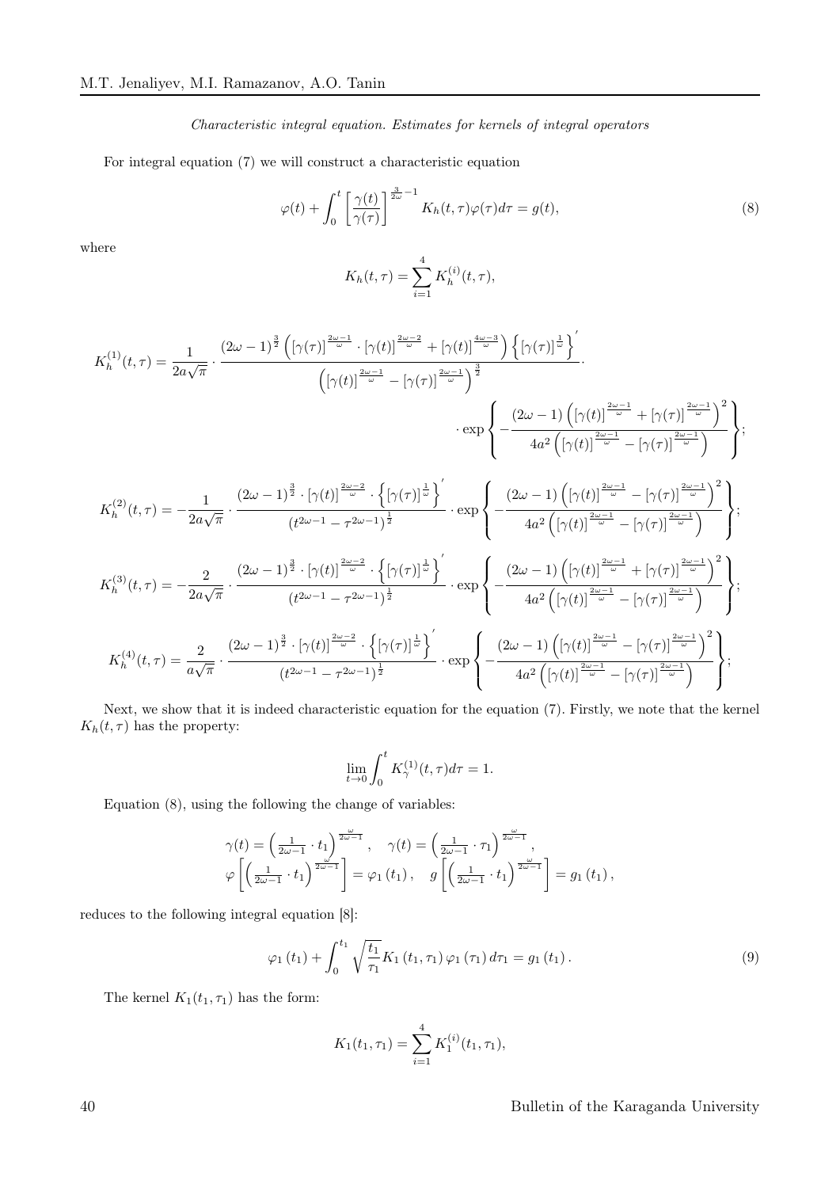*Characteristic integral equation. Estimates for kernels of integral operators*

For integral equation (7) we will construct a characteristic equation

$$\varphi(t) + \int_0^t \left[\frac{\gamma(t)}{\gamma(\tau)}\right]^{\frac{3}{2\omega}-1} K_h(t,\tau)\varphi(\tau)d\tau = g(t), \tag{8}$$

where

$$K_h(t,\tau) = \sum_{i=1}^{4} K_h^{(i)}(t,\tau),$$

$$K_h^{(1)}(t,\tau) = \frac{1}{2a\sqrt{\pi}} \cdot \frac{(2\omega-1)^{\frac{3}{2}}\left([\gamma(\tau)]^{\frac{2\omega-1}{\omega}} \cdot [\gamma(t)]^{\frac{2\omega-2}{\omega}} + [\gamma(t)]^{\frac{4\omega-3}{\omega}}\right)\left\{[\gamma(\tau)]^{\frac{1}{\omega}}\right\}'}{\left([\gamma(t)]^{\frac{2\omega-1}{\omega}} - [\gamma(\tau)]^{\frac{2\omega-1}{\omega}}\right)^{\frac{3}{2}}} \cdot$$
$$\cdot \exp\left\{-\frac{(2\omega-1)\left([\gamma(t)]^{\frac{2\omega-1}{\omega}} + [\gamma(\tau)]^{\frac{2\omega-1}{\omega}}\right)^2}{4a^2\left([\gamma(t)]^{\frac{2\omega-1}{\omega}} - [\gamma(\tau)]^{\frac{2\omega-1}{\omega}}\right)}\right\};$$

$$K_h^{(2)}(t,\tau) = -\frac{1}{2a\sqrt{\pi}} \cdot \frac{(2\omega-1)^{\frac{3}{2}} \cdot [\gamma(t)]^{\frac{2\omega-2}{\omega}} \cdot \left\{[\gamma(\tau)]^{\frac{1}{\omega}}\right\}'}{(t^{2\omega-1} - \tau^{2\omega-1})^{\frac{1}{2}}} \cdot \exp\left\{-\frac{(2\omega-1)\left([\gamma(t)]^{\frac{2\omega-1}{\omega}} - [\gamma(\tau)]^{\frac{2\omega-1}{\omega}}\right)^2}{4a^2\left([\gamma(t)]^{\frac{2\omega-1}{\omega}} - [\gamma(\tau)]^{\frac{2\omega-1}{\omega}}\right)}\right\};$$

$$K_h^{(3)}(t,\tau) = -\frac{2}{2a\sqrt{\pi}} \cdot \frac{(2\omega-1)^{\frac{3}{2}} \cdot [\gamma(t)]^{\frac{2\omega-2}{\omega}} \cdot \left\{[\gamma(\tau)]^{\frac{1}{\omega}}\right\}'}{(t^{2\omega-1} - \tau^{2\omega-1})^{\frac{1}{2}}} \cdot \exp\left\{-\frac{(2\omega-1)\left([\gamma(t)]^{\frac{2\omega-1}{\omega}} + [\gamma(\tau)]^{\frac{2\omega-1}{\omega}}\right)^2}{4a^2\left([\gamma(t)]^{\frac{2\omega-1}{\omega}} - [\gamma(\tau)]^{\frac{2\omega-1}{\omega}}\right)}\right\};$$

$$K_h^{(4)}(t,\tau) = \frac{2}{a\sqrt{\pi}} \cdot \frac{(2\omega-1)^{\frac{3}{2}} \cdot [\gamma(t)]^{\frac{2\omega-2}{\omega}} \cdot \left\{[\gamma(\tau)]^{\frac{1}{\omega}}\right\}'}{(t^{2\omega-1} - \tau^{2\omega-1})^{\frac{1}{2}}} \cdot \exp\left\{-\frac{(2\omega-1)\left([\gamma(t)]^{\frac{2\omega-1}{\omega}} - [\gamma(\tau)]^{\frac{2\omega-1}{\omega}}\right)^2}{4a^2\left([\gamma(t)]^{\frac{2\omega-1}{\omega}} - [\gamma(\tau)]^{\frac{2\omega-1}{\omega}}\right)}\right\};$$

Next, we show that it is indeed characteristic equation for the equation (7). Firstly, we note that the kernel $K_h(t,\tau)$ has the property:

$$\lim_{t\to 0}\int_0^t K_\gamma^{(1)}(t,\tau)d\tau = 1.$$

Equation (8), using the following the change of variables:

$$\gamma(t) = \left(\tfrac{1}{2\omega-1}\cdot t_1\right)^{\frac{\omega}{2\omega-1}}, \quad \gamma(t) = \left(\tfrac{1}{2\omega-1}\cdot \tau_1\right)^{\frac{\omega}{2\omega-1}},$$
$$\varphi\left[\left(\tfrac{1}{2\omega-1}\cdot t_1\right)^{\frac{\omega}{2\omega-1}}\right] = \varphi_1(t_1), \quad g\left[\left(\tfrac{1}{2\omega-1}\cdot t_1\right)^{\frac{\omega}{2\omega-1}}\right] = g_1(t_1),$$

reduces to the following integral equation [8]:

$$\varphi_1(t_1) + \int_0^{t_1}\sqrt{\frac{t_1}{\tau_1}}K_1(t_1,\tau_1)\varphi_1(\tau_1)d\tau_1 = g_1(t_1). \tag{9}$$

The kernel $K_1(t_1,\tau_1)$ has the form:

$$K_1(t_1,\tau_1) = \sum_{i=1}^{4} K_1^{(i)}(t_1,\tau_1),$$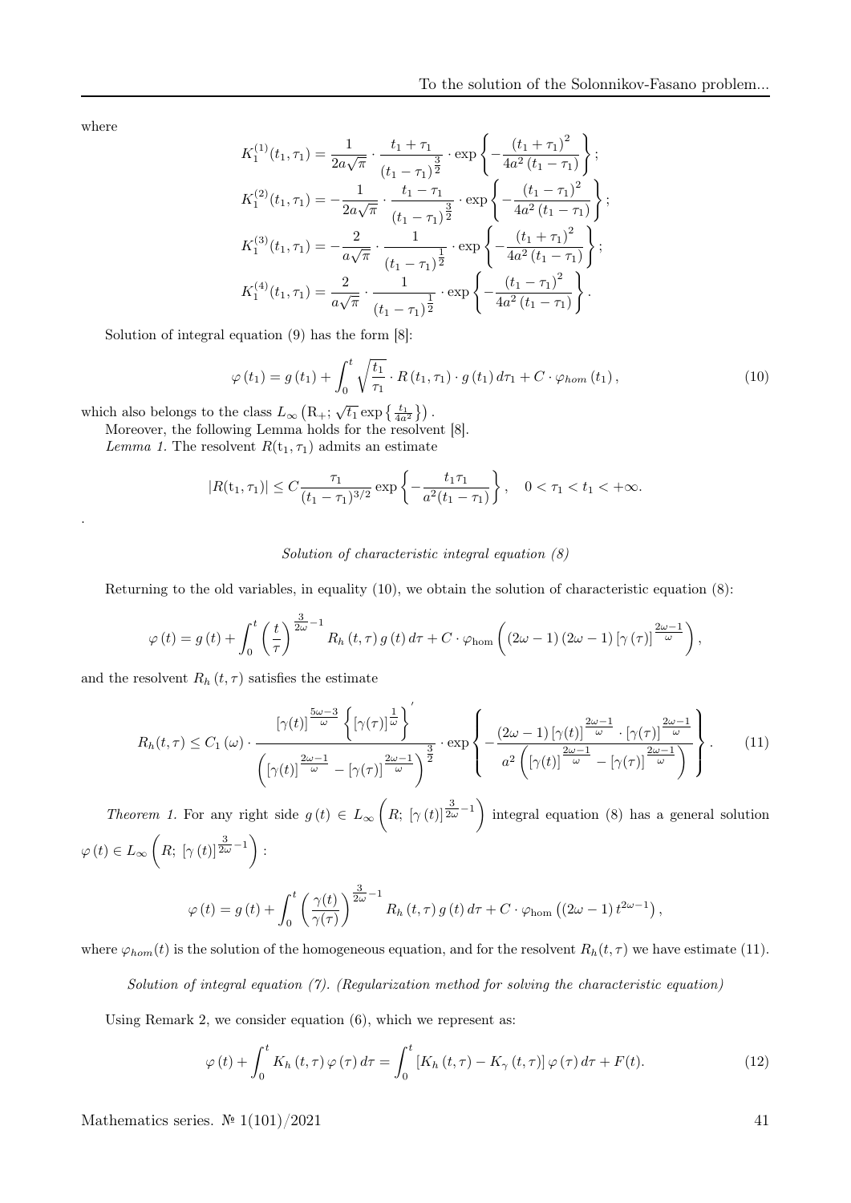where

$$K_1^{(1)}(t_1,\tau_1) = \frac{1}{2a\sqrt{\pi}} \cdot \frac{t_1+\tau_1}{(t_1-\tau_1)^{\frac{3}{2}}} \cdot \exp\left\{-\frac{(t_1+\tau_1)^2}{4a^2(t_1-\tau_1)}\right\};$$

$$K_1^{(2)}(t_1,\tau_1) = -\frac{1}{2a\sqrt{\pi}} \cdot \frac{t_1-\tau_1}{(t_1-\tau_1)^{\frac{3}{2}}} \cdot \exp\left\{-\frac{(t_1-\tau_1)^2}{4a^2(t_1-\tau_1)}\right\};$$

$$K_1^{(3)}(t_1,\tau_1) = -\frac{2}{a\sqrt{\pi}} \cdot \frac{1}{(t_1-\tau_1)^{\frac{1}{2}}} \cdot \exp\left\{-\frac{(t_1+\tau_1)^2}{4a^2(t_1-\tau_1)}\right\};$$

$$K_1^{(4)}(t_1,\tau_1) = \frac{2}{a\sqrt{\pi}} \cdot \frac{1}{(t_1-\tau_1)^{\frac{1}{2}}} \cdot \exp\left\{-\frac{(t_1-\tau_1)^2}{4a^2(t_1-\tau_1)}\right\}.$$

Solution of integral equation (9) has the form [8]:

$$\varphi(t_1) = g(t_1) + \int_0^t \sqrt{\frac{t_1}{\tau_1}} \cdot R(t_1,\tau_1) \cdot g(t_1)\, d\tau_1 + C \cdot \varphi_{hom}(t_1), \tag{10}$$

which also belongs to the class $L_\infty\left(\mathrm{R}_+; \sqrt{t_1}\exp\left\{\frac{t_1}{4a^2}\right\}\right)$.

Moreover, the following Lemma holds for the resolvent [8].

*Lemma 1.* The resolvent $R(\mathrm{t}_1,\tau_1)$ admits an estimate

$$|R(\mathrm{t}_1,\tau_1)| \le C\frac{\tau_1}{(t_1-\tau_1)^{3/2}}\exp\left\{-\frac{t_1\tau_1}{a^2(t_1-\tau_1)}\right\}, \quad 0<\tau_1<t_1<+\infty.$$

.

*Solution of characteristic integral equation (8)*

Returning to the old variables, in equality (10), we obtain the solution of characteristic equation (8):

$$\varphi(t) = g(t) + \int_0^t \left(\frac{t}{\tau}\right)^{\frac{3}{2\omega}-1} R_h(t,\tau)\, g(t)\, d\tau + C\cdot\varphi_{\mathrm{hom}}\left((2\omega-1)(2\omega-1)\left[\gamma(\tau)\right]^{\frac{2\omega-1}{\omega}}\right),$$

and the resolvent $R_h(t,\tau)$ satisfies the estimate

$$R_h(t,\tau) \le C_1(\omega)\cdot\frac{\left[\gamma(t)\right]^{\frac{5\omega-3}{\omega}}\left\{\left[\gamma(\tau)\right]^{\frac{1}{\omega}}\right\}'}{\left(\left[\gamma(t)\right]^{\frac{2\omega-1}{\omega}} - \left[\gamma(\tau)\right]^{\frac{2\omega-1}{\omega}}\right)^{\frac{3}{2}}}\cdot\exp\left\{-\frac{(2\omega-1)\left[\gamma(t)\right]^{\frac{2\omega-1}{\omega}}\cdot\left[\gamma(\tau)\right]^{\frac{2\omega-1}{\omega}}}{a^2\left(\left[\gamma(t)\right]^{\frac{2\omega-1}{\omega}} - \left[\gamma(\tau)\right]^{\frac{2\omega-1}{\omega}}\right)}\right\}. \tag{11}$$

*Theorem 1.* For any right side $g(t) \in L_\infty\left(R;\ [\gamma(t)]^{\frac{3}{2\omega}-1}\right)$ integral equation (8) has a general solution $\varphi(t) \in L_\infty\left(R;\ [\gamma(t)]^{\frac{3}{2\omega}-1}\right)$:

$$\varphi(t) = g(t) + \int_0^t \left(\frac{\gamma(t)}{\gamma(\tau)}\right)^{\frac{3}{2\omega}-1} R_h(t,\tau)\, g(t)\, d\tau + C\cdot\varphi_{\mathrm{hom}}\left((2\omega-1)\, t^{2\omega-1}\right),$$

where $\varphi_{hom}(t)$ is the solution of the homogeneous equation, and for the resolvent $R_h(t,\tau)$ we have estimate (11).

*Solution of integral equation (7). (Regularization method for solving the characteristic equation)*

Using Remark 2, we consider equation (6), which we represent as:

$$\varphi(t) + \int_0^t K_h(t,\tau)\,\varphi(\tau)\, d\tau = \int_0^t \left[K_h(t,\tau) - K_\gamma(t,\tau)\right]\varphi(\tau)\, d\tau + F(t). \tag{12}$$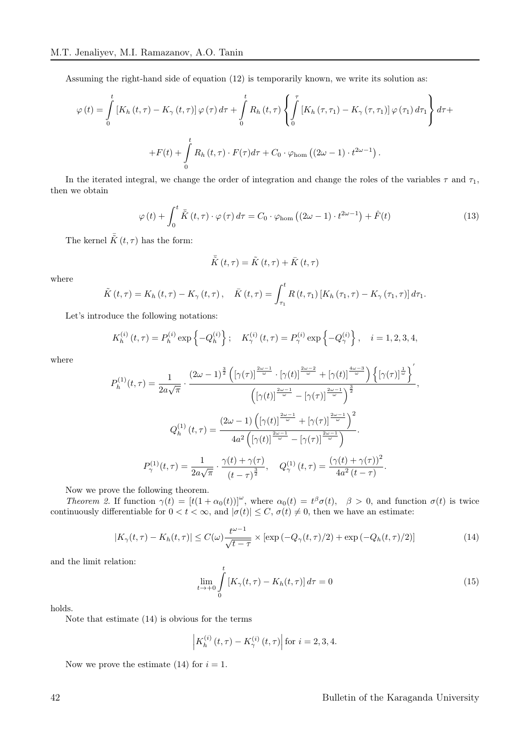Assuming the right-hand side of equation (12) is temporarily known, we write its solution as:

$$\varphi(t) = \int\limits_0^t \left[K_h(t,\tau) - K_\gamma(t,\tau)\right]\varphi(\tau)\,d\tau + \int\limits_0^t R_h(t,\tau)\left\{\int\limits_0^\tau \left[K_h(\tau,\tau_1) - K_\gamma(\tau,\tau_1)\right]\varphi(\tau_1)\,d\tau_1\right\}d\tau +$$

$$+F(t) + \int\limits_0^t R_h(t,\tau)\cdot F(\tau)d\tau + C_0\cdot\varphi_{\text{hom}}\left((2\omega-1)\cdot t^{2\omega-1}\right).$$

In the iterated integral, we change the order of integration and change the roles of the variables $\tau$ and $\tau_1$, then we obtain

$$\varphi(t) + \int_0^t \bar{\tilde{K}}(t,\tau)\cdot\varphi(\tau)\,d\tau = C_0\cdot\varphi_{\text{hom}}\left((2\omega-1)\cdot t^{2\omega-1}\right) + \hat{F}(t) \tag{13}$$

The kernel $\bar{\tilde{K}}(t,\tau)$ has the form:

$$\bar{\tilde{K}}(t,\tau) = \tilde{K}(t,\tau) + \bar{K}(t,\tau)$$

where

$$\tilde{K}(t,\tau) = K_h(t,\tau) - K_\gamma(t,\tau), \quad \bar{K}(t,\tau) = \int_{\tau_1}^t R(t,\tau_1)\left[K_h(\tau_1,\tau) - K_\gamma(\tau_1,\tau)\right]d\tau_1.$$

Let's introduce the following notations:

$$K_h^{(i)}(t,\tau) = P_h^{(i)}\exp\left\{-Q_h^{(i)}\right\}; \quad K_\gamma^{(i)}(t,\tau) = P_\gamma^{(i)}\exp\left\{-Q_\gamma^{(i)}\right\}, \quad i = 1,2,3,4,$$

where

$$P_h^{(1)}(t,\tau) = \frac{1}{2a\sqrt{\pi}}\cdot\frac{(2\omega-1)^{\frac{3}{2}}\left([\gamma(\tau)]^{\frac{2\omega-1}{\omega}}\cdot[\gamma(t)]^{\frac{2\omega-2}{\omega}} + [\gamma(t)]^{\frac{4\omega-3}{\omega}}\right)\left\{[\gamma(\tau)]^{\frac{1}{\omega}}\right\}'}{\left([\gamma(t)]^{\frac{2\omega-1}{\omega}} - [\gamma(\tau)]^{\frac{2\omega-1}{\omega}}\right)^{\frac{3}{2}}},$$

$$Q_h^{(1)}(t,\tau) = \frac{(2\omega-1)\left([\gamma(t)]^{\frac{2\omega-1}{\omega}} + [\gamma(\tau)]^{\frac{2\omega-1}{\omega}}\right)^2}{4a^2\left([\gamma(t)]^{\frac{2\omega-1}{\omega}} - [\gamma(\tau)]^{\frac{2\omega-1}{\omega}}\right)}.$$

$$P_\gamma^{(1)}(t,\tau) = \frac{1}{2a\sqrt{\pi}}\cdot\frac{\gamma(t)+\gamma(\tau)}{(t-\tau)^{\frac{3}{2}}}, \quad Q_\gamma^{(1)}(t,\tau) = \frac{(\gamma(t)+\gamma(\tau))^2}{4a^2(t-\tau)}.$$

Now we prove the following theorem.

*Theorem 2.* If function $\gamma(t) = [t(1+\alpha_0(t))]^\omega$, where $\alpha_0(t) = t^\beta\sigma(t)$, $\beta > 0$, and function $\sigma(t)$ is twice continuously differentiable for $0 < t < \infty$, and $|\sigma(t)| \le C$, $\sigma(t) \ne 0$, then we have an estimate:

$$|K_\gamma(t,\tau) - K_h(t,\tau)| \le C(\omega)\frac{t^{\omega-1}}{\sqrt{t-\tau}}\times\left[\exp\left(-Q_\gamma(t,\tau)/2\right) + \exp\left(-Q_h(t,\tau)/2\right)\right] \tag{14}$$

and the limit relation:

$$\lim_{t\to+0}\int\limits_0^t \left[K_\gamma(t,\tau) - K_h(t,\tau)\right]d\tau = 0 \tag{15}$$

holds.

Note that estimate (14) is obvious for the terms

$$\left|K_h^{(i)}(t,\tau) - K_\gamma^{(i)}(t,\tau)\right| \text{ for } i = 2,3,4.$$

Now we prove the estimate (14) for $i = 1$.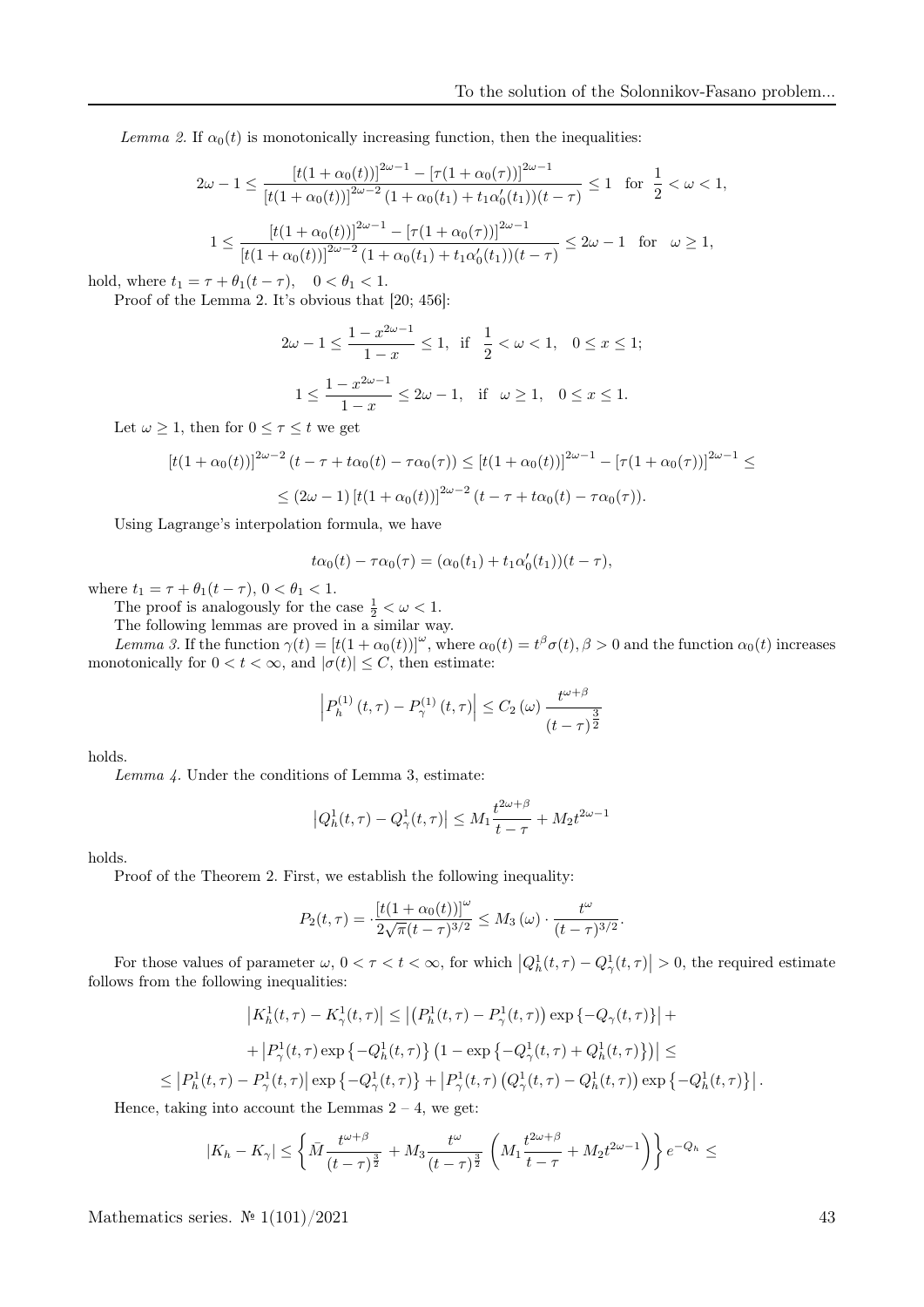*Lemma 2.* If $\alpha_0(t)$ is monotonically increasing function, then the inequalities:

$$2\omega-1 \le \frac{[t(1+\alpha_0(t))]^{2\omega-1}-[\tau(1+\alpha_0(\tau))]^{2\omega-1}}{[t(1+\alpha_0(t))]^{2\omega-2}(1+\alpha_0(t_1)+t_1\alpha_0'(t_1))(t-\tau)} \le 1 \quad \text{for} \quad \frac{1}{2}<\omega<1,$$

$$1 \le \frac{[t(1+\alpha_0(t))]^{2\omega-1}-[\tau(1+\alpha_0(\tau))]^{2\omega-1}}{[t(1+\alpha_0(t))]^{2\omega-2}(1+\alpha_0(t_1)+t_1\alpha_0'(t_1))(t-\tau)} \le 2\omega-1 \quad \text{for} \quad \omega \ge 1,$$

hold, where $t_1=\tau+\theta_1(t-\tau), \quad 0<\theta_1<1$.

Proof of the Lemma 2. It's obvious that [20; 456]:

$$2\omega-1 \le \frac{1-x^{2\omega-1}}{1-x} \le 1, \quad \text{if} \quad \frac{1}{2}<\omega<1, \quad 0\le x\le 1;$$

$$1 \le \frac{1-x^{2\omega-1}}{1-x} \le 2\omega-1, \quad \text{if} \quad \omega\ge 1, \quad 0\le x\le 1.$$

Let $\omega \ge 1$, then for $0\le\tau\le t$ we get

$$[t(1+\alpha_0(t))]^{2\omega-2}(t-\tau+t\alpha_0(t)-\tau\alpha_0(\tau)) \le [t(1+\alpha_0(t))]^{2\omega-1}-[\tau(1+\alpha_0(\tau))]^{2\omega-1} \le$$

$$\le (2\omega-1)[t(1+\alpha_0(t))]^{2\omega-2}(t-\tau+t\alpha_0(t)-\tau\alpha_0(\tau)).$$

Using Lagrange's interpolation formula, we have

$$t\alpha_0(t)-\tau\alpha_0(\tau)=(\alpha_0(t_1)+t_1\alpha_0'(t_1))(t-\tau),$$

where $t_1=\tau+\theta_1(t-\tau)$, $0<\theta_1<1$.

The proof is analogously for the case $\frac{1}{2}<\omega<1$.

The following lemmas are proved in a similar way.

*Lemma 3.* If the function $\gamma(t)=[t(1+\alpha_0(t))]^{\omega}$, where $\alpha_0(t)=t^{\beta}\sigma(t), \beta>0$ and the function $\alpha_0(t)$ increases monotonically for $0<t<\infty$, and $|\sigma(t)|\le C$, then estimate:

$$\left|P_h^{(1)}(t,\tau)-P_\gamma^{(1)}(t,\tau)\right| \le C_2(\omega)\,\frac{t^{\omega+\beta}}{(t-\tau)^{\frac{3}{2}}}$$

holds.

*Lemma 4.* Under the conditions of Lemma 3, estimate:

$$\left|Q_h^1(t,\tau)-Q_\gamma^1(t,\tau)\right| \le M_1\frac{t^{2\omega+\beta}}{t-\tau}+M_2t^{2\omega-1}$$

holds.

Proof of the Theorem 2. First, we establish the following inequality:

$$P_2(t,\tau)=\cdot\frac{[t(1+\alpha_0(t))]^{\omega}}{2\sqrt{\pi}(t-\tau)^{3/2}} \le M_3(\omega)\cdot\frac{t^{\omega}}{(t-\tau)^{3/2}}.$$

For those values of parameter $\omega$, $0<\tau<t<\infty$, for which $\left|Q_h^1(t,\tau)-Q_\gamma^1(t,\tau)\right|>0$, the required estimate follows from the following inequalities:

$$\left|K_h^1(t,\tau)-K_\gamma^1(t,\tau)\right| \le \left|\left(P_h^1(t,\tau)-P_\gamma^1(t,\tau)\right)\exp\left\{-Q_\gamma(t,\tau)\right\}\right|+$$

$$+\left|P_\gamma^1(t,\tau)\exp\left\{-Q_h^1(t,\tau)\right\}\left(1-\exp\left\{-Q_\gamma^1(t,\tau)+Q_h^1(t,\tau)\right\}\right)\right| \le$$

$$\le \left|P_h^1(t,\tau)-P_\gamma^1(t,\tau)\right|\exp\left\{-Q_\gamma^1(t,\tau)\right\}+\left|P_\gamma^1(t,\tau)\left(Q_\gamma^1(t,\tau)-Q_h^1(t,\tau)\right)\exp\left\{-Q_h^1(t,\tau)\right\}\right|.$$

Hence, taking into account the Lemmas 2 – 4, we get:

$$|K_h-K_\gamma| \le \left\{\bar{M}\frac{t^{\omega+\beta}}{(t-\tau)^{\frac{3}{2}}}+M_3\frac{t^{\omega}}{(t-\tau)^{\frac{3}{2}}}\left(M_1\frac{t^{2\omega+\beta}}{t-\tau}+M_2t^{2\omega-1}\right)\right\}e^{-Q_h} \le$$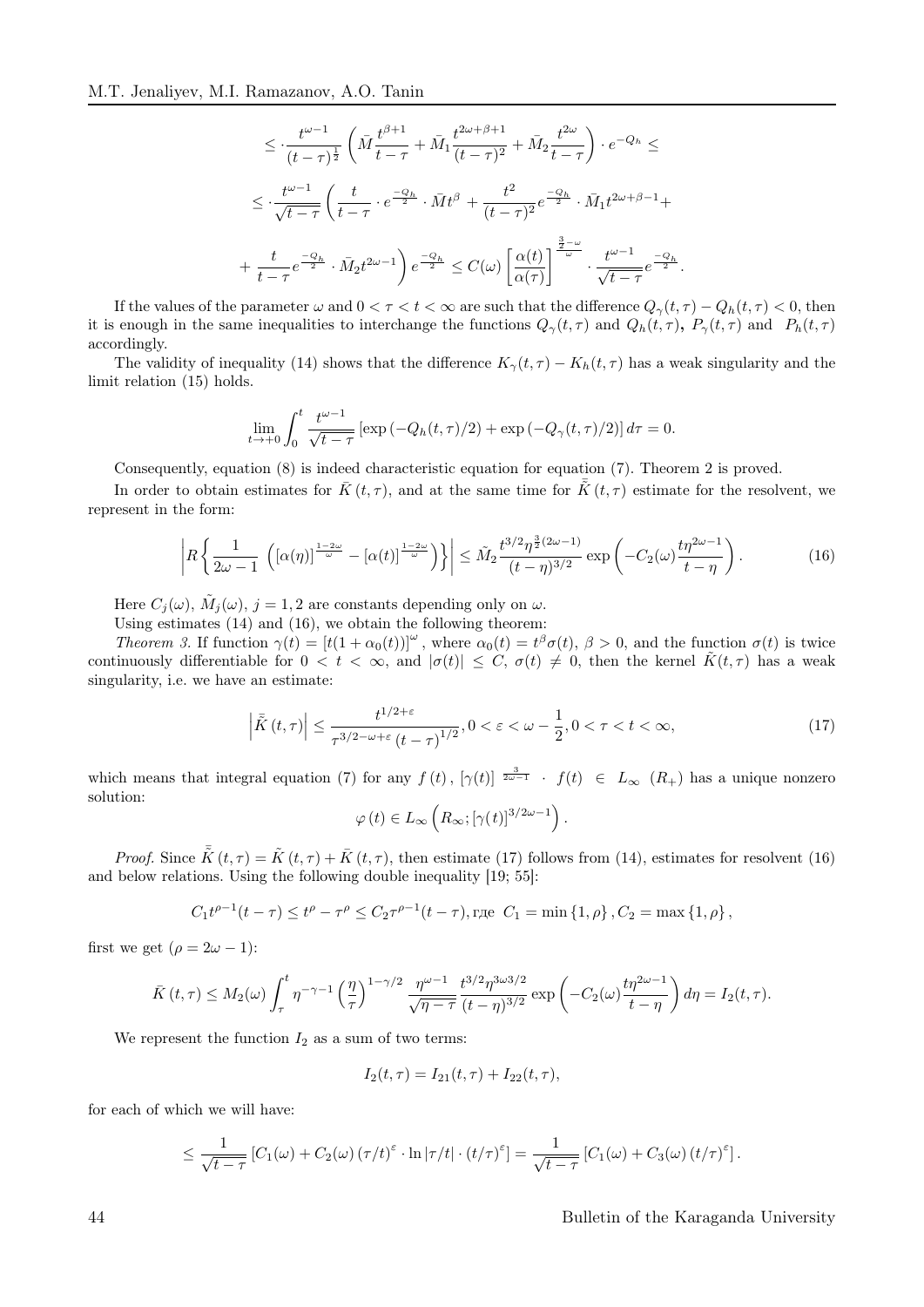$$\leq \cdot \frac{t^{\omega-1}}{(t-\tau)^{\frac{1}{2}}} \left( \bar{M} \frac{t^{\beta+1}}{t-\tau} + \bar{M}_1 \frac{t^{2\omega+\beta+1}}{(t-\tau)^2} + \bar{M}_2 \frac{t^{2\omega}}{t-\tau} \right) \cdot e^{-Q_h} \leq$$

$$\leq \cdot \frac{t^{\omega-1}}{\sqrt{t-\tau}} \left( \frac{t}{t-\tau} \cdot e^{\frac{-Q_h}{2}} \cdot \bar{M} t^{\beta} + \frac{t^2}{(t-\tau)^2} e^{\frac{-Q_h}{2}} \cdot \bar{M}_1 t^{2\omega+\beta-1} + \right.$$

$$\left. + \frac{t}{t-\tau} e^{\frac{-Q_h}{2}} \cdot \bar{M}_2 t^{2\omega-1} \right) e^{\frac{-Q_h}{2}} \leq C(\omega) \left[ \frac{\alpha(t)}{\alpha(\tau)} \right]^{\frac{\frac{3}{2}-\omega}{\omega}} \cdot \frac{t^{\omega-1}}{\sqrt{t-\tau}} e^{\frac{-Q_h}{2}}.$$

If the values of the parameter $\omega$ and $0 < \tau < t < \infty$ are such that the difference $Q_\gamma(t,\tau) - Q_h(t,\tau) < 0$, then it is enough in the same inequalities to interchange the functions $Q_\gamma(t,\tau)$ and $Q_h(t,\tau)$, $P_\gamma(t,\tau)$ and $P_h(t,\tau)$ accordingly.

The validity of inequality (14) shows that the difference $K_\gamma(t,\tau) - K_h(t,\tau)$ has a weak singularity and the limit relation (15) holds.

$$\lim_{t\to+0} \int_0^t \frac{t^{\omega-1}}{\sqrt{t-\tau}} \left[ \exp\left(-Q_h(t,\tau)/2\right) + \exp\left(-Q_\gamma(t,\tau)/2\right) \right] d\tau = 0.$$

Consequently, equation (8) is indeed characteristic equation for equation (7). Theorem 2 is proved.

In order to obtain estimates for $\bar{K}(t,\tau)$, and at the same time for $\bar{\tilde{K}}(t,\tau)$ estimate for the resolvent, we represent in the form:

$$\left| R\left\{ \frac{1}{2\omega-1} \left( [\alpha(\eta)]^{\frac{1-2\omega}{\omega}} - [\alpha(t)]^{\frac{1-2\omega}{\omega}} \right) \right\} \right| \leq \tilde{M}_2 \frac{t^{3/2} \eta^{\frac{3}{2}(2\omega-1)}}{(t-\eta)^{3/2}} \exp\left( -C_2(\omega) \frac{t\eta^{2\omega-1}}{t-\eta} \right). \tag{16}$$

Here $C_j(\omega)$, $\tilde{M}_j(\omega)$, $j=1,2$ are constants depending only on $\omega$.

Using estimates (14) and (16), we obtain the following theorem:

*Theorem 3.* If function $\gamma(t) = [t(1+\alpha_0(t))]^\omega$, where $\alpha_0(t) = t^\beta \sigma(t)$, $\beta > 0$, and the function $\sigma(t)$ is twice continuously differentiable for $0 < t < \infty$, and $|\sigma(t)| \leq C$, $\sigma(t) \neq 0$, then the kernel $\tilde{K}(t,\tau)$ has a weak singularity, i.e. we have an estimate:

$$\left| \bar{\tilde{K}}(t,\tau) \right| \leq \frac{t^{1/2+\varepsilon}}{\tau^{3/2-\omega+\varepsilon} (t-\tau)^{1/2}}, 0 < \varepsilon < \omega - \frac{1}{2}, 0 < \tau < t < \infty, \tag{17}$$

which means that integral equation (7) for any $f(t)$, $[\gamma(t)]^{\frac{3}{2\omega-1}} \cdot f(t) \in L_\infty(R_+)$ has a unique nonzero solution:

$$\varphi(t) \in L_\infty\left(R_\infty; [\gamma(t)]^{3/2\omega-1}\right).$$

*Proof.* Since $\bar{\tilde{K}}(t,\tau) = \tilde{K}(t,\tau) + \bar{K}(t,\tau)$, then estimate (17) follows from (14), estimates for resolvent (16) and below relations. Using the following double inequality [19; 55]:

$$C_1 t^{\rho-1}(t-\tau) \leq t^\rho - \tau^\rho \leq C_2 \tau^{\rho-1}(t-\tau), \text{где } C_1 = \min\{1,\rho\}, C_2 = \max\{1,\rho\},$$

first we get ($\rho = 2\omega - 1$):

$$\bar{K}(t,\tau) \leq M_2(\omega) \int_\tau^t \eta^{-\gamma-1} \left(\frac{\eta}{\tau}\right)^{1-\gamma/2} \frac{\eta^{\omega-1}}{\sqrt{\eta-\tau}} \frac{t^{3/2}\eta^{3\omega 3/2}}{(t-\eta)^{3/2}} \exp\left( -C_2(\omega) \frac{t\eta^{2\omega-1}}{t-\eta} \right) d\eta = I_2(t,\tau).$$

We represent the function $I_2$ as a sum of two terms:

$$I_2(t,\tau) = I_{21}(t,\tau) + I_{22}(t,\tau),$$

for each of which we will have:

$$\leq \frac{1}{\sqrt{t-\tau}} \left[ C_1(\omega) + C_2(\omega) (\tau/t)^\varepsilon \cdot \ln|\tau/t| \cdot (t/\tau)^\varepsilon \right] = \frac{1}{\sqrt{t-\tau}} \left[ C_1(\omega) + C_3(\omega) (t/\tau)^\varepsilon \right].$$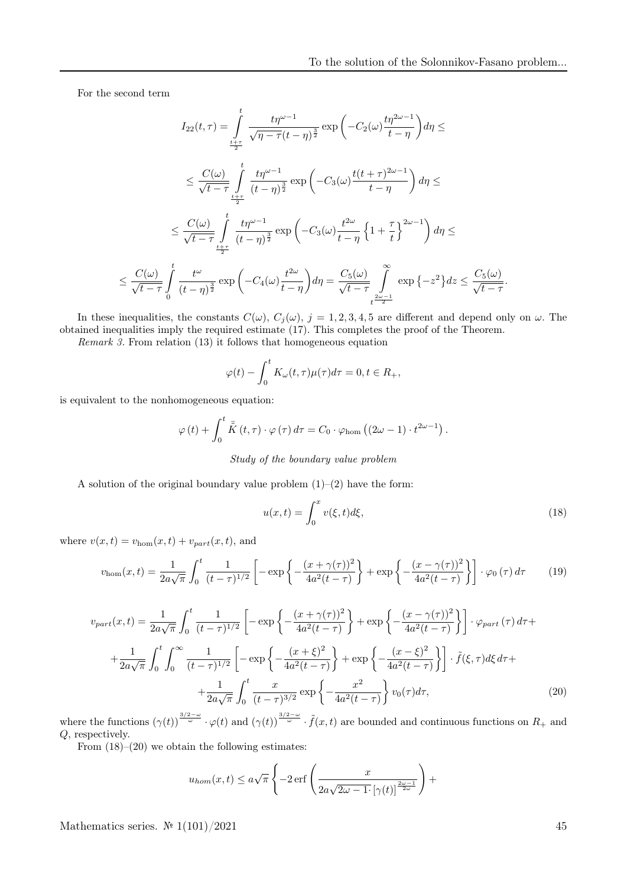For the second term

$$I_{22}(t,\tau) = \int\limits_{\frac{t+\tau}{2}}^{t} \frac{t\eta^{\omega-1}}{\sqrt{\eta-\tau}(t-\eta)^{\frac{3}{2}}} \exp\left(-C_2(\omega)\frac{t\eta^{2\omega-1}}{t-\eta}\right)d\eta \leq$$

$$\leq \frac{C(\omega)}{\sqrt{t-\tau}} \int\limits_{\frac{t+\tau}{2}}^{t} \frac{t\eta^{\omega-1}}{(t-\eta)^{\frac{3}{2}}} \exp\left(-C_3(\omega)\frac{t(t+\tau)^{2\omega-1}}{t-\eta}\right)d\eta \leq$$

$$\leq \frac{C(\omega)}{\sqrt{t-\tau}} \int\limits_{\frac{t+\tau}{2}}^{t} \frac{t\eta^{\omega-1}}{(t-\eta)^{\frac{3}{2}}} \exp\left(-C_3(\omega)\frac{t^{2\omega}}{t-\eta}\left\{1+\frac{\tau}{t}\right\}^{2\omega-1}\right)d\eta \leq$$

$$\leq \frac{C(\omega)}{\sqrt{t-\tau}} \int\limits_{0}^{t} \frac{t^{\omega}}{(t-\eta)^{\frac{3}{2}}} \exp\left(-C_4(\omega)\frac{t^{2\omega}}{t-\eta}\right)d\eta = \frac{C_5(\omega)}{\sqrt{t-\tau}} \int\limits_{t^{\frac{2\omega-1}{2}}}^{\infty} \exp\left\{-z^2\right\}dz \leq \frac{C_5(\omega)}{\sqrt{t-\tau}}.$$

In these inequalities, the constants $C(\omega)$, $C_j(\omega)$, $j=1,2,3,4,5$ are different and depend only on $\omega$. The obtained inequalities imply the required estimate (17). This completes the proof of the Theorem.

*Remark 3.* From relation (13) it follows that homogeneous equation

$$\varphi(t) - \int_0^t K_\omega(t,\tau)\mu(\tau)d\tau = 0, t \in R_+,$$

is equivalent to the nonhomogeneous equation:

$$\varphi(t) + \int_0^t \bar{\tilde{K}}(t,\tau)\cdot\varphi(\tau)\,d\tau = C_0\cdot\varphi_{\text{hom}}\left((2\omega-1)\cdot t^{2\omega-1}\right).$$

*Study of the boundary value problem*

A solution of the original boundary value problem (1)–(2) have the form:

$$u(x,t) = \int_0^x v(\xi,t)d\xi, \tag{18}$$

where $v(x,t) = v_{\text{hom}}(x,t) + v_{part}(x,t)$, and

$$v_{\text{hom}}(x,t) = \frac{1}{2a\sqrt{\pi}} \int_0^t \frac{1}{(t-\tau)^{1/2}} \left[-\exp\left\{-\frac{(x+\gamma(\tau))^2}{4a^2(t-\tau)}\right\} + \exp\left\{-\frac{(x-\gamma(\tau))^2}{4a^2(t-\tau)}\right\}\right]\cdot\varphi_0(\tau)\,d\tau \tag{19}$$

$$\begin{aligned}
v_{part}(x,t) = &\frac{1}{2a\sqrt{\pi}} \int_0^t \frac{1}{(t-\tau)^{1/2}} \left[-\exp\left\{-\frac{(x+\gamma(\tau))^2}{4a^2(t-\tau)}\right\} + \exp\left\{-\frac{(x-\gamma(\tau))^2}{4a^2(t-\tau)}\right\}\right]\cdot\varphi_{part}(\tau)\,d\tau + \\
&+\frac{1}{2a\sqrt{\pi}} \int_0^t \int_0^\infty \frac{1}{(t-\tau)^{1/2}} \left[-\exp\left\{-\frac{(x+\xi)^2}{4a^2(t-\tau)}\right\} + \exp\left\{-\frac{(x-\xi)^2}{4a^2(t-\tau)}\right\}\right]\cdot\tilde{f}(\xi,\tau)d\xi\,d\tau + \\
&+\frac{1}{2a\sqrt{\pi}} \int_0^t \frac{x}{(t-\tau)^{3/2}} \exp\left\{-\frac{x^2}{4a^2(t-\tau)}\right\} v_0(\tau)d\tau,
\end{aligned} \tag{20}$$

where the functions $(\gamma(t))^{\frac{3/2-\omega}{\omega}}\cdot\varphi(t)$ and $(\gamma(t))^{\frac{3/2-\omega}{\omega}}\cdot\tilde{f}(x,t)$ are bounded and continuous functions on $R_+$ and $Q$, respectively.

From (18)–(20) we obtain the following estimates:

$$u_{hom}(x,t) \leq a\sqrt{\pi}\left\{-2\,\text{erf}\left(\frac{x}{2a\sqrt{2\omega-1}\cdot[\gamma(t)]^{\frac{2\omega-1}{2\omega}}}\right)+\right.$$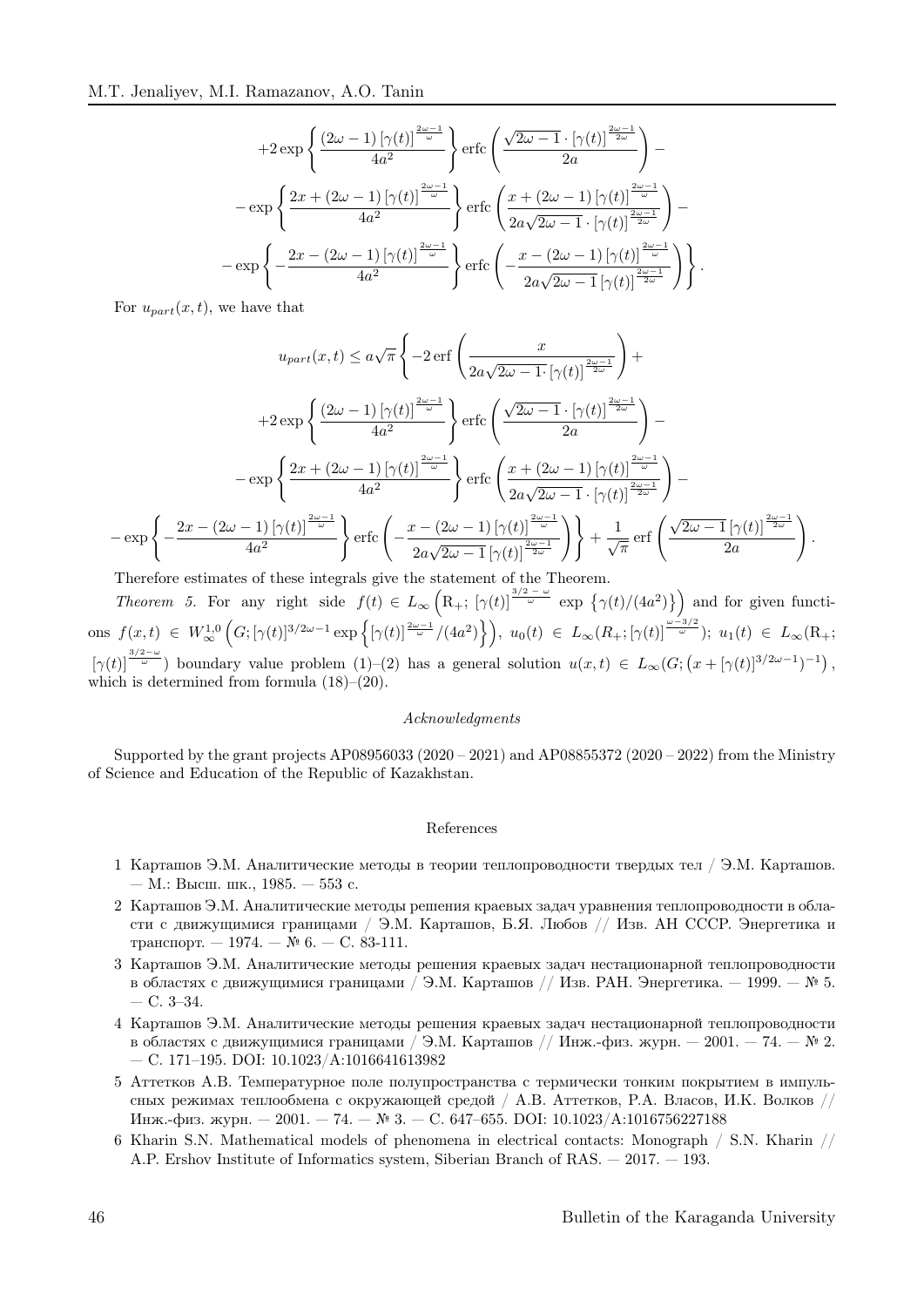$$+2\exp\left\{\frac{(2\omega-1)\left[\gamma(t)\right]^{\frac{2\omega-1}{\omega}}}{4a^2}\right\}\operatorname{erfc}\left(\frac{\sqrt{2\omega-1}\cdot\left[\gamma(t)\right]^{\frac{2\omega-1}{2\omega}}}{2a}\right)-$$

$$-\exp\left\{\frac{2x+(2\omega-1)\left[\gamma(t)\right]^{\frac{2\omega-1}{\omega}}}{4a^2}\right\}\operatorname{erfc}\left(\frac{x+(2\omega-1)\left[\gamma(t)\right]^{\frac{2\omega-1}{\omega}}}{2a\sqrt{2\omega-1}\cdot\left[\gamma(t)\right]^{\frac{2\omega-1}{2\omega}}}\right)-$$

$$-\exp\left\{-\frac{2x-(2\omega-1)\left[\gamma(t)\right]^{\frac{2\omega-1}{\omega}}}{4a^2}\right\}\operatorname{erfc}\left(-\frac{x-(2\omega-1)\left[\gamma(t)\right]^{\frac{2\omega-1}{\omega}}}{2a\sqrt{2\omega-1}\left[\gamma(t)\right]^{\frac{2\omega-1}{2\omega}}}\right)\Bigg\}.$$

For $u_{part}(x,t)$, we have that

$$u_{part}(x,t)\leq a\sqrt{\pi}\left\{-2\operatorname{erf}\left(\frac{x}{2a\sqrt{2\omega-1\cdot}\left[\gamma(t)\right]^{\frac{2\omega-1}{2\omega}}}\right)+\right.$$

$$+2\exp\left\{\frac{(2\omega-1)\left[\gamma(t)\right]^{\frac{2\omega-1}{\omega}}}{4a^2}\right\}\operatorname{erfc}\left(\frac{\sqrt{2\omega-1}\cdot\left[\gamma(t)\right]^{\frac{2\omega-1}{2\omega}}}{2a}\right)-$$

$$-\exp\left\{\frac{2x+(2\omega-1)\left[\gamma(t)\right]^{\frac{2\omega-1}{\omega}}}{4a^2}\right\}\operatorname{erfc}\left(\frac{x+(2\omega-1)\left[\gamma(t)\right]^{\frac{2\omega-1}{\omega}}}{2a\sqrt{2\omega-1}\cdot\left[\gamma(t)\right]^{\frac{2\omega-1}{2\omega}}}\right)-$$

$$-\exp\left\{-\frac{2x-(2\omega-1)\left[\gamma(t)\right]^{\frac{2\omega-1}{\omega}}}{4a^2}\right\}\operatorname{erfc}\left(-\frac{x-(2\omega-1)\left[\gamma(t)\right]^{\frac{2\omega-1}{\omega}}}{2a\sqrt{2\omega-1}\left[\gamma(t)\right]^{\frac{2\omega-1}{2\omega}}}\right)\Bigg\}+\frac{1}{\sqrt{\pi}}\operatorname{erf}\left(\frac{\sqrt{2\omega-1}\left[\gamma(t)\right]^{\frac{2\omega-1}{2\omega}}}{2a}\right).$$

Therefore estimates of these integrals give the statement of the Theorem.

*Theorem 5.* For any right side $f(t)\in L_\infty\left(\mathrm{R}_+;\,[\gamma(t)]^{\frac{3/2\,-\,\omega}{\omega}}\,\exp\left\{\gamma(t)/(4a^2)\right\}\right)$ and for given functions $f(x,t)\in W_\infty^{1,0}\left(G;[\gamma(t)]^{3/2\omega-1}\exp\left\{[\gamma(t)]^{\frac{2\omega-1}{\omega}}/(4a^2)\right\}\right)$, $u_0(t)\in L_\infty(R_+;[\gamma(t)]^{\frac{\omega-3/2}{\omega}})$; $u_1(t)\in L_\infty(\mathrm{R}_+;$ $[\gamma(t)]^{\frac{3/2-\omega}{\omega}})$ boundary value problem (1)–(2) has a general solution $u(x,t)\in L_\infty(G;\left(x+[\gamma(t)]^{3/2\omega-1}\right)^{-1})$, which is determined from formula (18)–(20).

*Acknowledgments*

Supported by the grant projects AP08956033 (2020 – 2021) and AP08855372 (2020 – 2022) from the Ministry of Science and Education of the Republic of Kazakhstan.

References

1. Карташов Э.М. Аналитические методы в теории теплопроводности твердых тел / Э.М. Карташов. — М.: Высш. шк., 1985. — 553 с.
2. Карташов Э.М. Аналитические методы решения краевых задач уравнения теплопроводности в области с движущимися границами / Э.М. Карташов, Б.Я. Любов // Изв. АН СССР. Энергетика и транспорт. — 1974. — № 6. — С. 83-111.
3. Карташов Э.М. Аналитические методы решения краевых задач нестационарной теплопроводности в областях с движущимися границами / Э.М. Карташов // Изв. РАН. Энергетика. — 1999. — № 5. — С. 3–34.
4. Карташов Э.М. Аналитические методы решения краевых задач нестационарной теплопроводности в областях с движущимися границами / Э.М. Карташов // Инж.-физ. журн. — 2001. — 74. — № 2. — С. 171–195. DOI: 10.1023/A:1016641613982
5. Аттетков А.В. Температурное поле полупространства с термически тонким покрытием в импульсных режимах теплообмена с окружающей средой / А.В. Аттетков, Р.А. Власов, И.К. Волков // Инж.-физ. журн. — 2001. — 74. — № 3. — С. 647–655. DOI: 10.1023/A:1016756227188
6. Kharin S.N. Mathematical models of phenomena in electrical contacts: Monograph / S.N. Kharin // A.P. Ershov Institute of Informatics system, Siberian Branch of RAS. — 2017. — 193.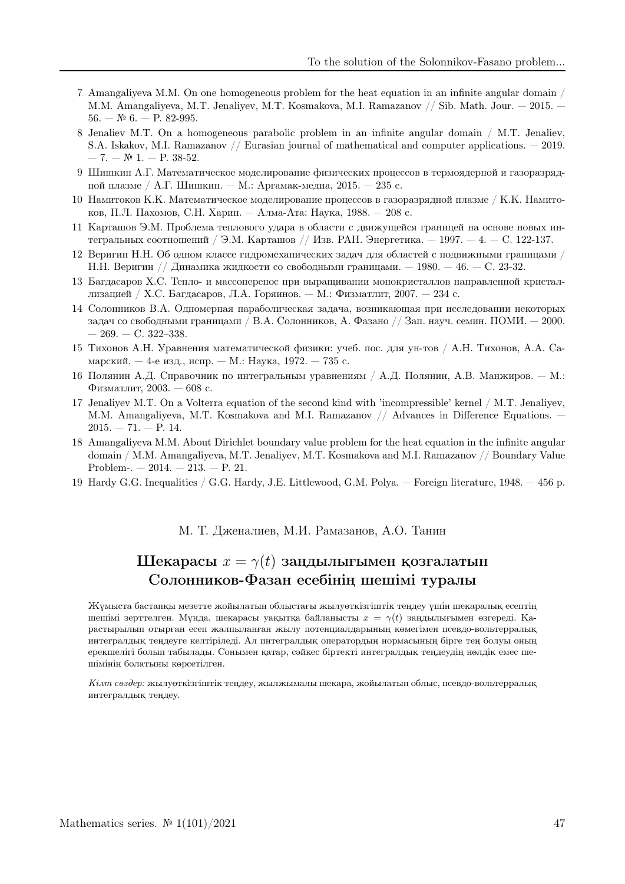7 Amangaliyeva M.M. On one homogeneous problem for the heat equation in an infinite angular domain / M.M. Amangaliyeva, M.T. Jenaliyev, M.T. Kosmakova, M.I. Ramazanov // Sib. Math. Jour. — 2015. — 56. — № 6. — P. 82-995.

8 Jenaliev M.T. On a homogeneous parabolic problem in an infinite angular domain / M.T. Jenaliev, S.A. Iskakov, M.I. Ramazanov // Eurasian journal of mathematical and computer applications. — 2019. — 7. — № 1. — P. 38-52.

9 Шишкин А.Г. Математическое моделирование физических процессов в термоядерной и газоразрядной плазме / А.Г. Шишкин. — М.: Аргамак-медиа, 2015. — 235 с.

10 Намитоков К.К. Математическое моделирование процессов в газоразрядной плазме / К.К. Намитоков, П.Л. Пахомов, С.Н. Харин. — Алма-Ата: Наука, 1988. — 208 с.

11 Карташов Э.М. Проблема теплового удара в области с движущейся границей на основе новых интегральных соотношений / Э.М. Карташов // Изв. РАН. Энергетика. — 1997. — 4. — С. 122-137.

12 Веригин Н.Н. Об одном классе гидромеханических задач для областей с подвижными границами / Н.Н. Веригин // Динамика жидкости со свободными границами. — 1980. — 46. — С. 23-32.

13 Багдасаров Х.С. Тепло- и массоперенос при выращивании монокристаллов направленной кристаллизацией / Х.С. Багдасаров, Л.А. Горяинов. — М.: Физматлит, 2007. — 234 с.

14 Солонников В.А. Одномерная параболическая задача, возникающая при исследовании некоторых задач со свободными границами / В.А. Солонников, А. Фазано // Зап. науч. семин. ПОМИ. — 2000. — 269. — С. 322–338.

15 Тихонов А.Н. Уравнения математической физики: учеб. пос. для ун-тов / А.Н. Тихонов, А.А. Самарский. — 4-е изд., испр. — М.: Наука, 1972. — 735 с.

16 Полянин А.Д. Справочник по интегральным уравнениям / А.Д. Полянин, А.В. Манжиров. — М.: Физматлит, 2003. — 608 с.

17 Jenaliyev M.T. On a Volterra equation of the second kind with 'incompressible' kernel / M.T. Jenaliyev, M.M. Amangaliyeva, M.T. Kosmakova and M.I. Ramazanov // Advances in Difference Equations. — 2015. — 71. — P. 14.

18 Amangaliyeva M.M. About Dirichlet boundary value problem for the heat equation in the infinite angular domain / M.M. Amangaliyeva, M.T. Jenaliyev, M.T. Kosmakova and M.I. Ramazanov // Boundary Value Problem-. — 2014. — 213. — P. 21.

19 Hardy G.G. Inequalities / G.G. Hardy, J.E. Littlewood, G.M. Polya. — Foreign literature, 1948. — 456 p.

М. Т. Дженалиев, М.И. Рамазанов, А.О. Танин

## Шекарасы $x = \gamma(t)$ заңдылығымен қозғалатын Солонников-Фазан есебінің шешімі туралы

Жұмыста бастапқы мезетте жойылатын облыстағы жылуөткізгіштік теңдеу үшін шекаралық есептің шешімі зерттелген. Мұнда, шекарасы уақытқа байланысты $x = \gamma(t)$ заңдылығымен өзгереді. Қарастырылып отырған есеп жалпыланған жылу потенциалдарының көмегімен псевдо-вольтерралық интегралдық теңдеуге келтіріледі. Ал интегралдық оператордың нормасының бірге тең болуы оның ерекшелігі болып табылады. Сонымен қатар, сәйкес біртекті интегралдық теңдеудің нөлдік емес шешімінің болатыны көрсетілген.

*Кілт сөздер:* жылуөткізгіштік теңдеу, жылжымалы шекара, жойылатын облыс, псевдо-вольтерралық интегралдық теңдеу.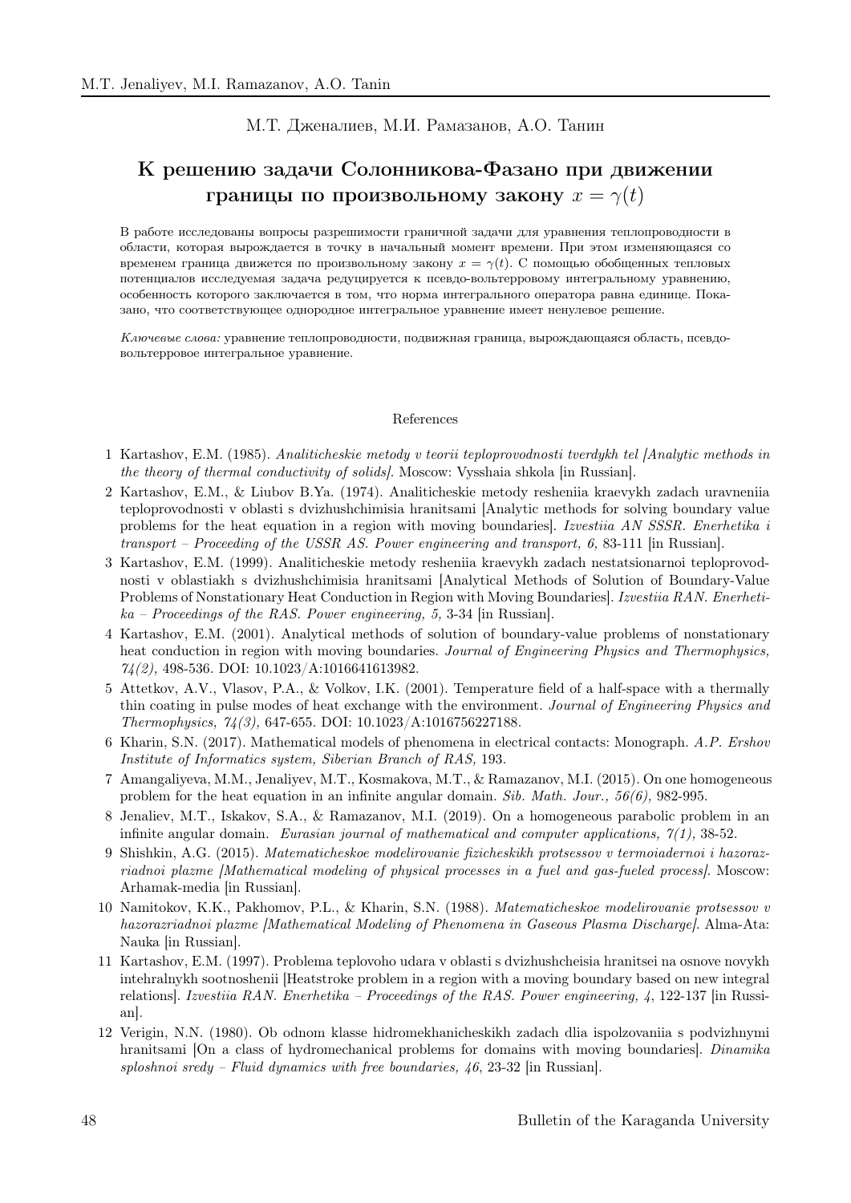М.Т. Дженалиев, М.И. Рамазанов, А.О. Танин

# К решению задачи Солонникова-Фазано при движении границы по произвольному закону $x = \gamma(t)$

В работе исследованы вопросы разрешимости граничной задачи для уравнения теплопроводности в области, которая вырождается в точку в начальный момент времени. При этом изменяющаяся со временем граница движется по произвольному закону $x = \gamma(t)$. С помощью обобщенных тепловых потенциалов исследуемая задача редуцируется к псевдо-вольтерровому интегральному уравнению, особенность которого заключается в том, что норма интегрального оператора равна единице. Показано, что соответствующее однородное интегральное уравнение имеет ненулевое решение.

*Ключевые слова:* уравнение теплопроводности, подвижная граница, вырождающаяся область, псевдо-вольтерровое интегральное уравнение.

## References

1 Kartashov, E.M. (1985). *Analiticheskie metody v teorii teploprovodnosti tverdykh tel [Analytic methods in the theory of thermal conductivity of solids]*. Moscow: Vysshaia shkola [in Russian].

2 Kartashov, E.M., & Liubov B.Ya. (1974). Analiticheskie metody resheniia kraevykh zadach uravneniia teploprovodnosti v oblasti s dvizhushchimisia hranitsami [Analytic methods for solving boundary value problems for the heat equation in a region with moving boundaries]. *Izvestiia AN SSSR. Enerhetika i transport – Proceeding of the USSR AS. Power engineering and transport, 6,* 83-111 [in Russian].

3 Kartashov, E.M. (1999). Analiticheskie metody resheniia kraevykh zadach nestatsionarnoi teploprovodnosti v oblastiakh s dvizhushchimisia hranitsami [Analytical Methods of Solution of Boundary-Value Problems of Nonstationary Heat Conduction in Region with Moving Boundaries]. *Izvestiia RAN. Enerhetika – Proceedings of the RAS. Power engineering, 5,* 3-34 [in Russian].

4 Kartashov, E.M. (2001). Analytical methods of solution of boundary-value problems of nonstationary heat conduction in region with moving boundaries. *Journal of Engineering Physics and Thermophysics, 74(2),* 498-536. DOI: 10.1023/A:1016641613982.

5 Attetkov, A.V., Vlasov, P.A., & Volkov, I.K. (2001). Temperature field of a half-space with a thermally thin coating in pulse modes of heat exchange with the environment. *Journal of Engineering Physics and Thermophysics, 74(3),* 647-655. DOI: 10.1023/A:1016756227188.

6 Kharin, S.N. (2017). Mathematical models of phenomena in electrical contacts: Monograph. *A.P. Ershov Institute of Informatics system, Siberian Branch of RAS,* 193.

7 Amangaliyeva, M.M., Jenaliyev, M.T., Kosmakova, M.T., & Ramazanov, M.I. (2015). On one homogeneous problem for the heat equation in an infinite angular domain. *Sib. Math. Jour., 56(6),* 982-995.

8 Jenaliev, M.T., Iskakov, S.A., & Ramazanov, M.I. (2019). On a homogeneous parabolic problem in an infinite angular domain. *Eurasian journal of mathematical and computer applications, 7(1),* 38-52.

9 Shishkin, A.G. (2015). *Matematicheskoe modelirovanie fizicheskikh protsessov v termoiadernoi i hazorazriadnoi plazme [Mathematical modeling of physical processes in a fuel and gas-fueled process]*. Moscow: Arhamak-media [in Russian].

10 Namitokov, K.K., Pakhomov, P.L., & Kharin, S.N. (1988). *Matematicheskoe modelirovanie protsessov v hazorazriadnoi plazme [Mathematical Modeling of Phenomena in Gaseous Plasma Discharge]*. Alma-Ata: Nauka [in Russian].

11 Kartashov, E.M. (1997). Problema teplovoho udara v oblasti s dvizhushcheisia hranitsei na osnove novykh intehralnykh sootnoshenii [Heatstroke problem in a region with a moving boundary based on new integral relations]. *Izvestiia RAN. Enerhetika – Proceedings of the RAS. Power engineering, 4*, 122-137 [in Russian].

12 Verigin, N.N. (1980). Ob odnom klasse hidromekhanicheskikh zadach dlia ispolzovaniia s podvizhnymi hranitsami [On a class of hydromechanical problems for domains with moving boundaries]. *Dinamika sploshnoi sredy – Fluid dynamics with free boundaries, 46*, 23-32 [in Russian].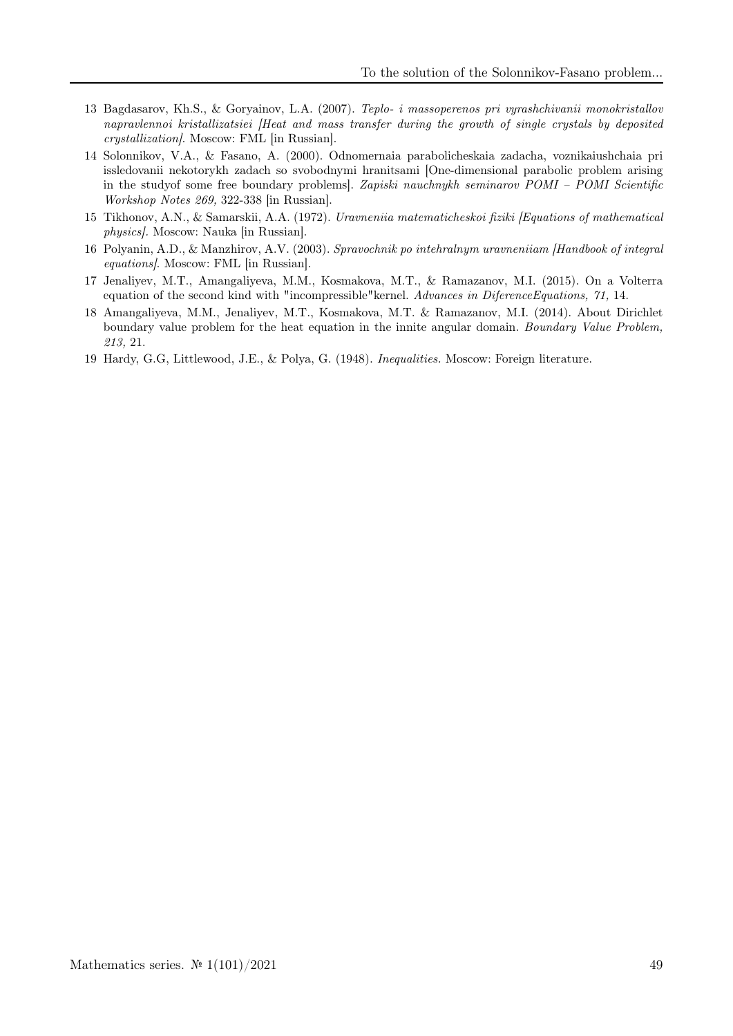13 Bagdasarov, Kh.S., & Goryainov, L.A. (2007). *Teplo- i massoperenos pri vyrashchivanii monokristallov napravlennoi kristallizatsiei [Heat and mass transfer during the growth of single crystals by deposited crystallization]*. Moscow: FML [in Russian].

14 Solonnikov, V.A., & Fasano, A. (2000). Odnomernaia parabolicheskaia zadacha, voznikaiushchaia pri issledovanii nekotorykh zadach so svobodnymi hranitsami [One-dimensional parabolic problem arising in the studyof some free boundary problems]. *Zapiski nauchnykh seminarov POMI – POMI Scientific Workshop Notes 269,* 322-338 [in Russian].

15 Tikhonov, A.N., & Samarskii, A.A. (1972). *Uravneniia matematicheskoi fiziki [Equations of mathematical physics]*. Moscow: Nauka [in Russian].

16 Polyanin, A.D., & Manzhirov, A.V. (2003). *Spravochnik po intehralnym uravneniiam [Handbook of integral equations]*. Moscow: FML [in Russian].

17 Jenaliyev, M.T., Amangaliyeva, M.M., Kosmakova, M.T., & Ramazanov, M.I. (2015). On a Volterra equation of the second kind with "incompressible"kernel. *Advances in DiferenceEquations, 71,* 14.

18 Amangaliyeva, M.M., Jenaliyev, M.T., Kosmakova, M.T. & Ramazanov, M.I. (2014). About Dirichlet boundary value problem for the heat equation in the innite angular domain. *Boundary Value Problem, 213,* 21.

19 Hardy, G.G, Littlewood, J.E., & Polya, G. (1948). *Inequalities.* Moscow: Foreign literature.